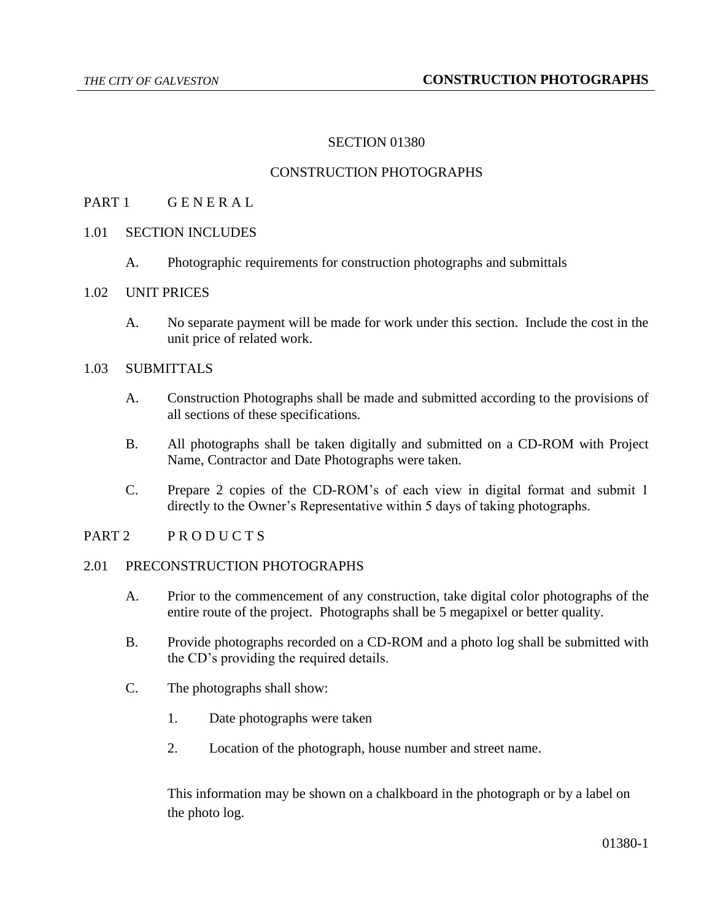# SECTION 01380

# CONSTRUCTION PHOTOGRAPHS

## PART 1 G E N E R A L

### 1.01 SECTION INCLUDES

A. Photographic requirements for construction photographs and submittals

### 1.02 UNIT PRICES

A. No separate payment will be made for work under this section. Include the cost in the unit price of related work.

### 1.03 SUBMITTALS

A. Construction Photographs shall be made and submitted according to the provisions of all sections of these specifications.

B. All photographs shall be taken digitally and submitted on a CD-ROM with Project Name, Contractor and Date Photographs were taken.

C. Prepare 2 copies of the CD-ROM's of each view in digital format and submit 1 directly to the Owner's Representative within 5 days of taking photographs.

## PART 2 P R O D U C T S

### 2.01 PRECONSTRUCTION PHOTOGRAPHS

A. Prior to the commencement of any construction, take digital color photographs of the entire route of the project. Photographs shall be 5 megapixel or better quality.

B. Provide photographs recorded on a CD-ROM and a photo log shall be submitted with the CD's providing the required details.

C. The photographs shall show:

1. Date photographs were taken
2. Location of the photograph, house number and street name.

This information may be shown on a chalkboard in the photograph or by a label on the photo log.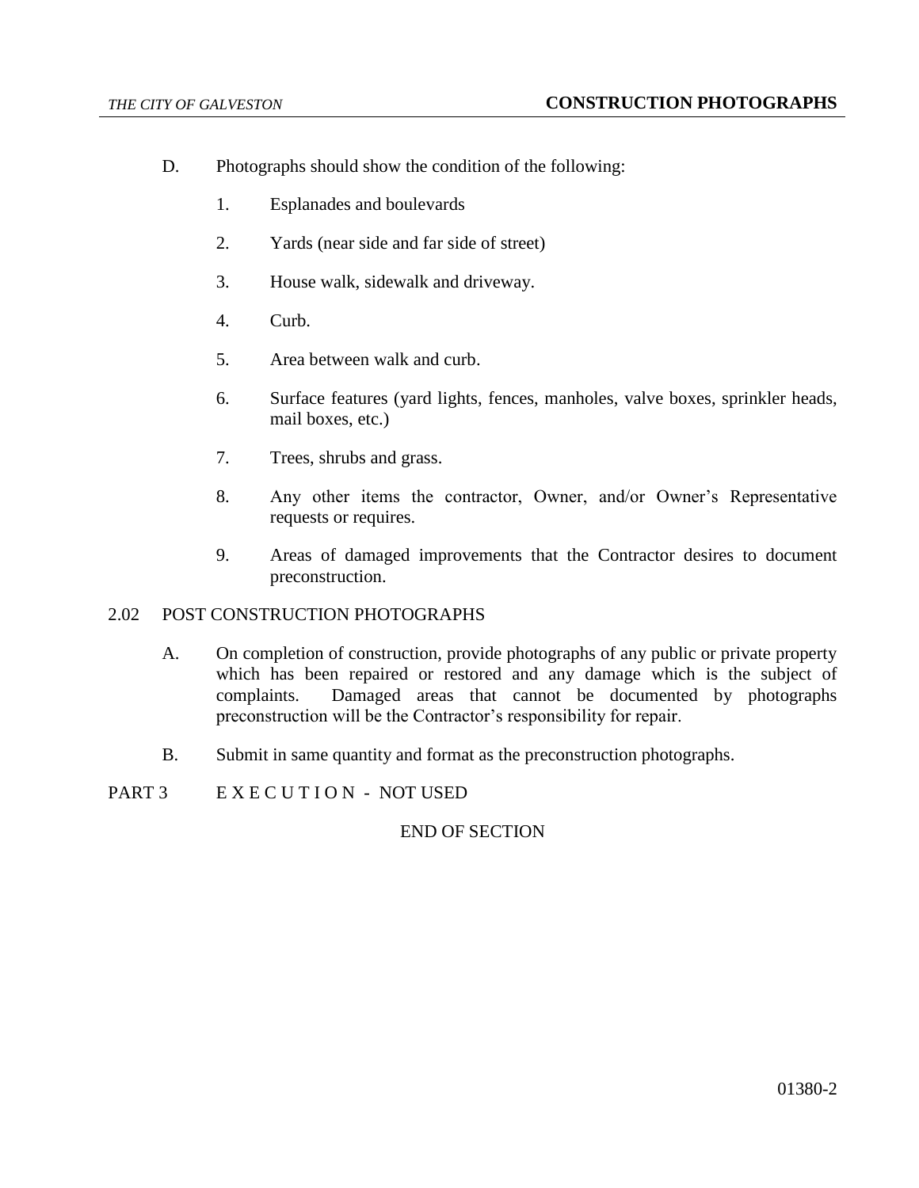D. Photographs should show the condition of the following:

1. Esplanades and boulevards
2. Yards (near side and far side of street)
3. House walk, sidewalk and driveway.
4. Curb.
5. Area between walk and curb.
6. Surface features (yard lights, fences, manholes, valve boxes, sprinkler heads, mail boxes, etc.)
7. Trees, shrubs and grass.
8. Any other items the contractor, Owner, and/or Owner's Representative requests or requires.
9. Areas of damaged improvements that the Contractor desires to document preconstruction.

## 2.02 POST CONSTRUCTION PHOTOGRAPHS

A. On completion of construction, provide photographs of any public or private property which has been repaired or restored and any damage which is the subject of complaints. Damaged areas that cannot be documented by photographs preconstruction will be the Contractor's responsibility for repair.

B. Submit in same quantity and format as the preconstruction photographs.

## PART 3 E X E C U T I O N - NOT USED

END OF SECTION